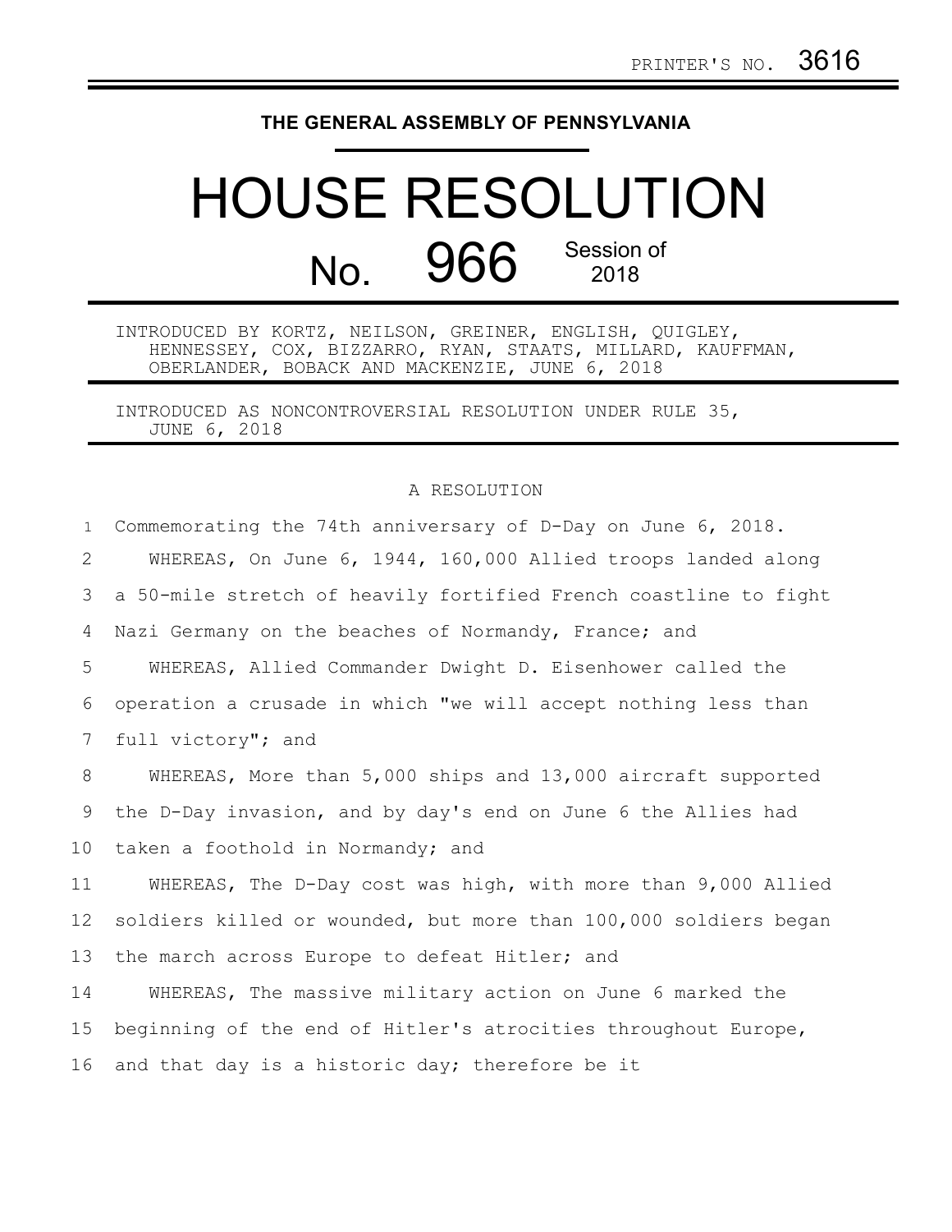PRINTER'S NO. 3616

# THE GENERAL ASSEMBLY OF PENNSYLVANIA

# HOUSE RESOLUTION

## No. 966 Session of 2018

INTRODUCED BY KORTZ, NEILSON, GREINER, ENGLISH, QUIGLEY, HENNESSEY, COX, BIZZARRO, RYAN, STAATS, MILLARD, KAUFFMAN, OBERLANDER, BOBACK AND MACKENZIE, JUNE 6, 2018

INTRODUCED AS NONCONTROVERSIAL RESOLUTION UNDER RULE 35, JUNE 6, 2018

A RESOLUTION

Commemorating the 74th anniversary of D-Day on June 6, 2018.

WHEREAS, On June 6, 1944, 160,000 Allied troops landed along a 50-mile stretch of heavily fortified French coastline to fight Nazi Germany on the beaches of Normandy, France; and

WHEREAS, Allied Commander Dwight D. Eisenhower called the operation a crusade in which "we will accept nothing less than full victory"; and

WHEREAS, More than 5,000 ships and 13,000 aircraft supported the D-Day invasion, and by day's end on June 6 the Allies had taken a foothold in Normandy; and

WHEREAS, The D-Day cost was high, with more than 9,000 Allied soldiers killed or wounded, but more than 100,000 soldiers began the march across Europe to defeat Hitler; and

WHEREAS, The massive military action on June 6 marked the beginning of the end of Hitler's atrocities throughout Europe, and that day is a historic day; therefore be it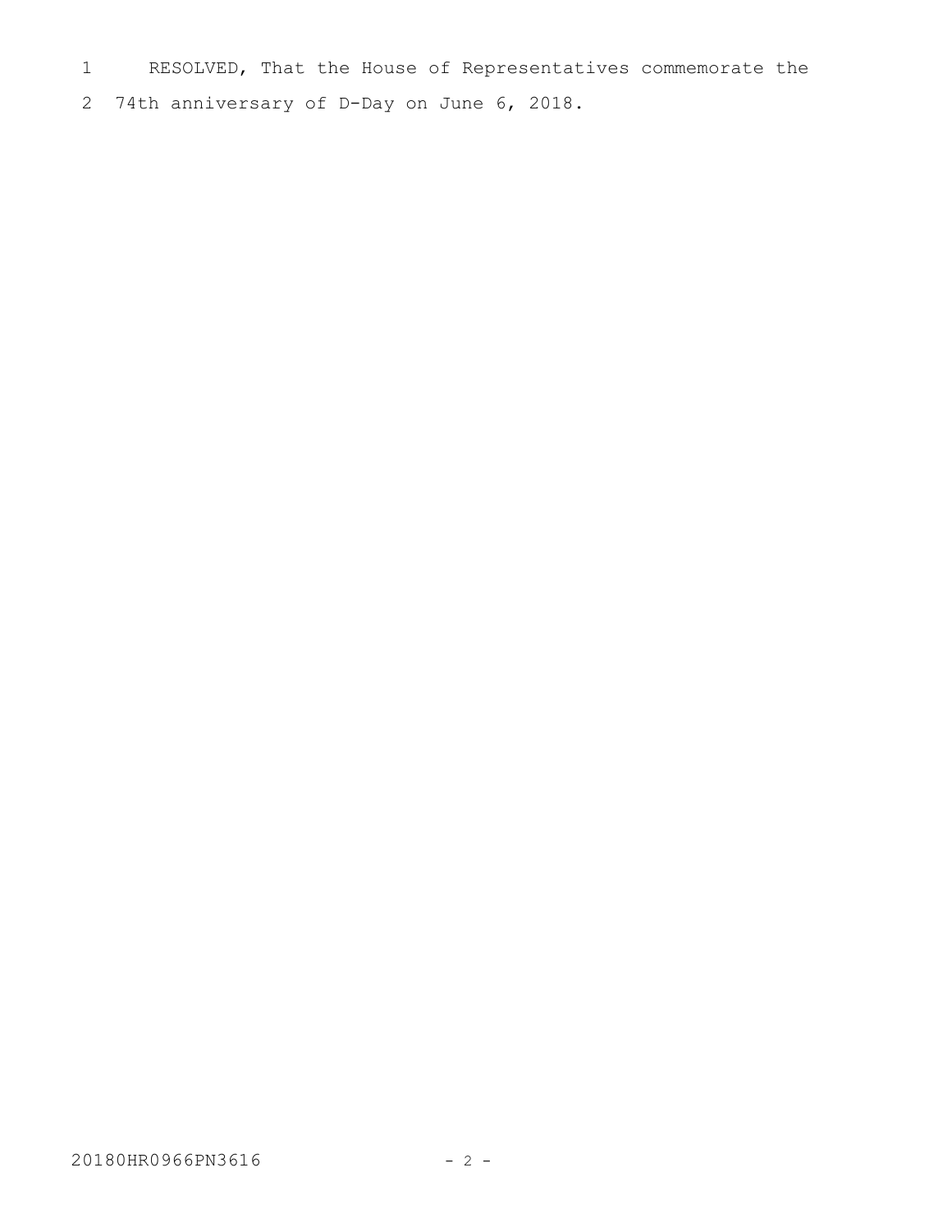RESOLVED, That the House of Representatives commemorate the 74th anniversary of D-Day on June 6, 2018.